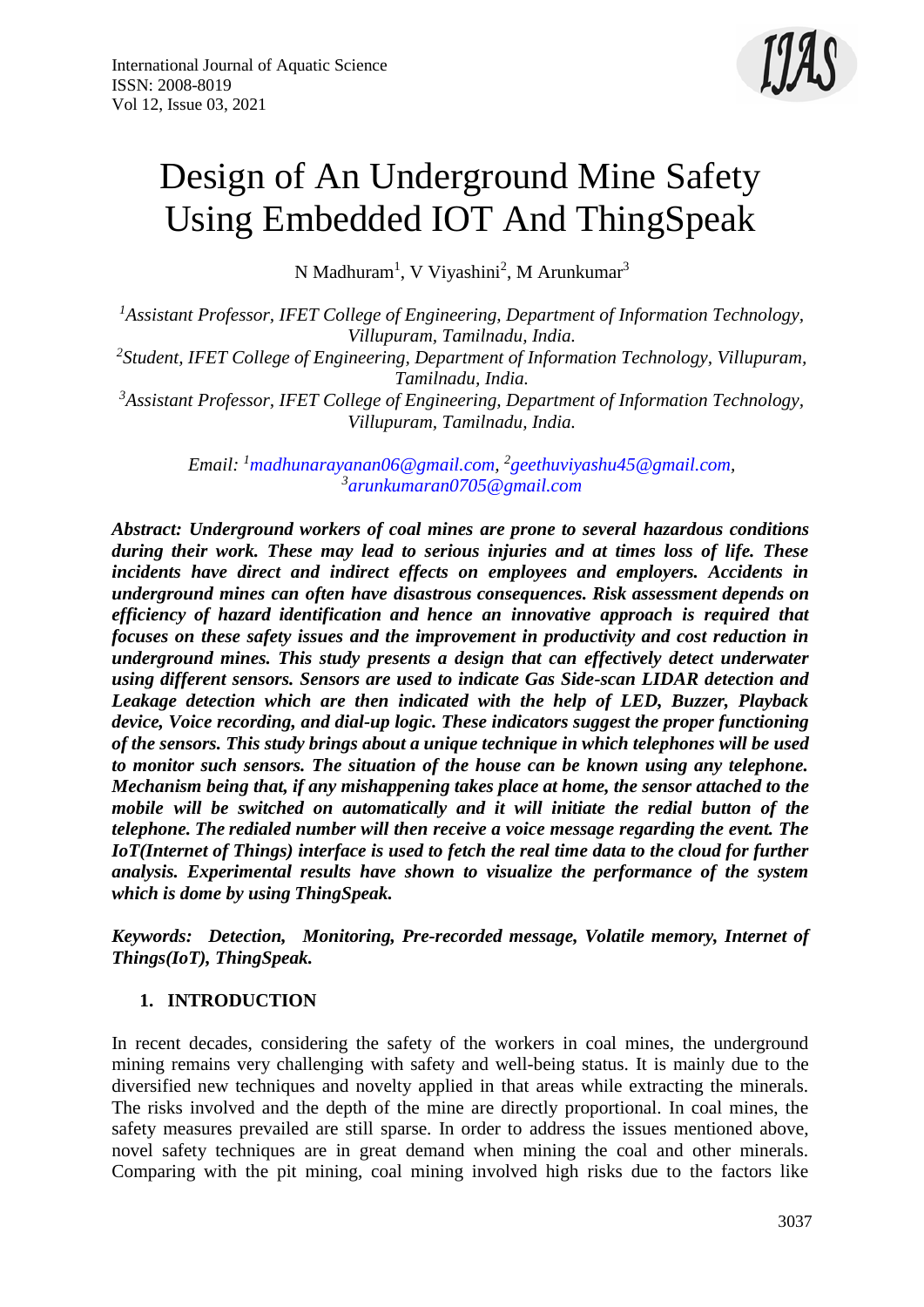# Design of An Underground Mine Safety Using Embedded IOT And ThingSpeak

N Madhuram[1], V Viyashini[2], M Arunkumar[3]

*[1]Assistant Professor, IFET College of Engineering, Department of Information Technology, Villupuram, Tamilnadu, India.*
*[2]Student, IFET College of Engineering, Department of Information Technology, Villupuram, Tamilnadu, India.*
*[3]Assistant Professor, IFET College of Engineering, Department of Information Technology, Villupuram, Tamilnadu, India.*

*Email: [1]madhunarayanan06@gmail.com, [2]geethuviyashu45@gmail.com, [3]arunkumaran0705@gmail.com*

***Abstract: Underground workers of coal mines are prone to several hazardous conditions during their work. These may lead to serious injuries and at times loss of life. These incidents have direct and indirect effects on employees and employers. Accidents in underground mines can often have disastrous consequences. Risk assessment depends on efficiency of hazard identification and hence an innovative approach is required that focuses on these safety issues and the improvement in productivity and cost reduction in underground mines. This study presents a design that can effectively detect underwater using different sensors. Sensors are used to indicate Gas Side-scan LIDAR detection and Leakage detection which are then indicated with the help of LED, Buzzer, Playback device, Voice recording, and dial-up logic. These indicators suggest the proper functioning of the sensors. This study brings about a unique technique in which telephones will be used to monitor such sensors. The situation of the house can be known using any telephone. Mechanism being that, if any mishappening takes place at home, the sensor attached to the mobile will be switched on automatically and it will initiate the redial button of the telephone. The redialed number will then receive a voice message regarding the event. The IoT(Internet of Things) interface is used to fetch the real time data to the cloud for further analysis. Experimental results have shown to visualize the performance of the system which is dome by using ThingSpeak.***

***Keywords: Detection, Monitoring, Pre-recorded message, Volatile memory, Internet of Things(IoT), ThingSpeak.***

## 1. INTRODUCTION

In recent decades, considering the safety of the workers in coal mines, the underground mining remains very challenging with safety and well-being status. It is mainly due to the diversified new techniques and novelty applied in that areas while extracting the minerals. The risks involved and the depth of the mine are directly proportional. In coal mines, the safety measures prevailed are still sparse. In order to address the issues mentioned above, novel safety techniques are in great demand when mining the coal and other minerals. Comparing with the pit mining, coal mining involved high risks due to the factors like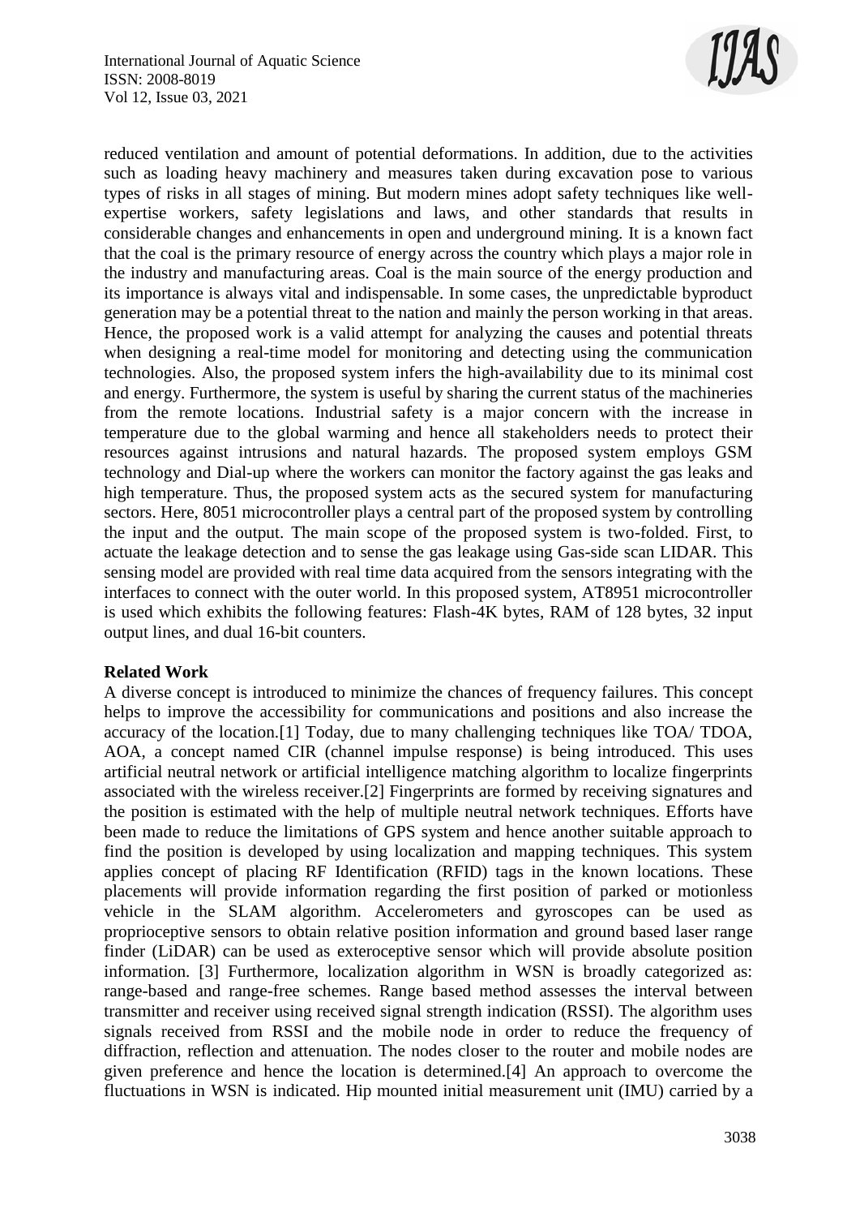reduced ventilation and amount of potential deformations. In addition, due to the activities such as loading heavy machinery and measures taken during excavation pose to various types of risks in all stages of mining. But modern mines adopt safety techniques like well-expertise workers, safety legislations and laws, and other standards that results in considerable changes and enhancements in open and underground mining. It is a known fact that the coal is the primary resource of energy across the country which plays a major role in the industry and manufacturing areas. Coal is the main source of the energy production and its importance is always vital and indispensable. In some cases, the unpredictable byproduct generation may be a potential threat to the nation and mainly the person working in that areas. Hence, the proposed work is a valid attempt for analyzing the causes and potential threats when designing a real-time model for monitoring and detecting using the communication technologies. Also, the proposed system infers the high-availability due to its minimal cost and energy. Furthermore, the system is useful by sharing the current status of the machineries from the remote locations. Industrial safety is a major concern with the increase in temperature due to the global warming and hence all stakeholders needs to protect their resources against intrusions and natural hazards. The proposed system employs GSM technology and Dial-up where the workers can monitor the factory against the gas leaks and high temperature. Thus, the proposed system acts as the secured system for manufacturing sectors. Here, 8051 microcontroller plays a central part of the proposed system by controlling the input and the output. The main scope of the proposed system is two-folded. First, to actuate the leakage detection and to sense the gas leakage using Gas-side scan LIDAR. This sensing model are provided with real time data acquired from the sensors integrating with the interfaces to connect with the outer world. In this proposed system, AT8951 microcontroller is used which exhibits the following features: Flash-4K bytes, RAM of 128 bytes, 32 input output lines, and dual 16-bit counters.

**Related Work**

A diverse concept is introduced to minimize the chances of frequency failures. This concept helps to improve the accessibility for communications and positions and also increase the accuracy of the location.[1] Today, due to many challenging techniques like TOA/ TDOA, AOA, a concept named CIR (channel impulse response) is being introduced. This uses artificial neutral network or artificial intelligence matching algorithm to localize fingerprints associated with the wireless receiver.[2] Fingerprints are formed by receiving signatures and the position is estimated with the help of multiple neutral network techniques. Efforts have been made to reduce the limitations of GPS system and hence another suitable approach to find the position is developed by using localization and mapping techniques. This system applies concept of placing RF Identification (RFID) tags in the known locations. These placements will provide information regarding the first position of parked or motionless vehicle in the SLAM algorithm. Accelerometers and gyroscopes can be used as proprioceptive sensors to obtain relative position information and ground based laser range finder (LiDAR) can be used as exteroceptive sensor which will provide absolute position information. [3] Furthermore, localization algorithm in WSN is broadly categorized as: range-based and range-free schemes. Range based method assesses the interval between transmitter and receiver using received signal strength indication (RSSI). The algorithm uses signals received from RSSI and the mobile node in order to reduce the frequency of diffraction, reflection and attenuation. The nodes closer to the router and mobile nodes are given preference and hence the location is determined.[4] An approach to overcome the fluctuations in WSN is indicated. Hip mounted initial measurement unit (IMU) carried by a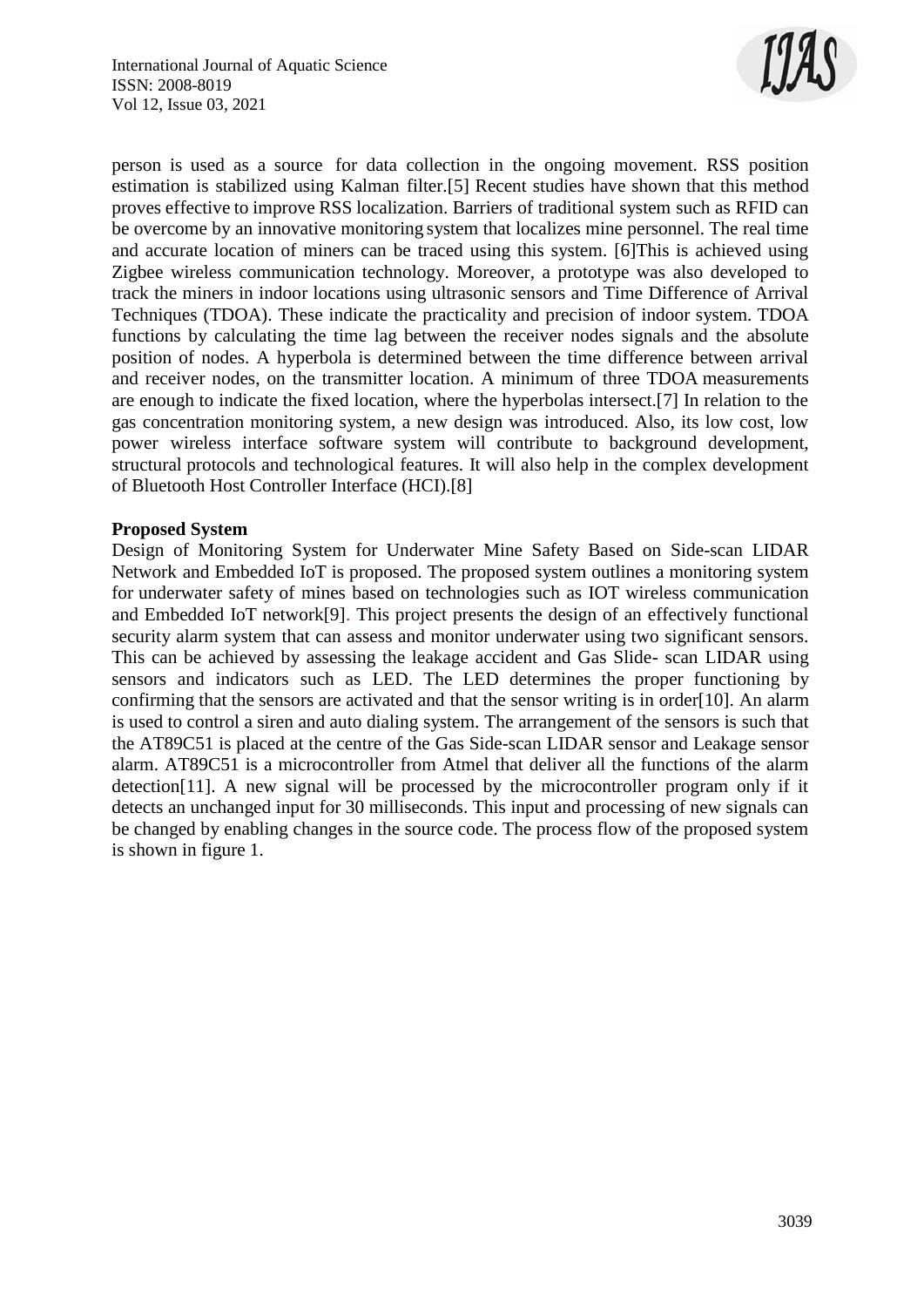person is used as a source for data collection in the ongoing movement. RSS position estimation is stabilized using Kalman filter.[5] Recent studies have shown that this method proves effective to improve RSS localization. Barriers of traditional system such as RFID can be overcome by an innovative monitoring system that localizes mine personnel. The real time and accurate location of miners can be traced using this system. [6]This is achieved using Zigbee wireless communication technology. Moreover, a prototype was also developed to track the miners in indoor locations using ultrasonic sensors and Time Difference of Arrival Techniques (TDOA). These indicate the practicality and precision of indoor system. TDOA functions by calculating the time lag between the receiver nodes signals and the absolute position of nodes. A hyperbola is determined between the time difference between arrival and receiver nodes, on the transmitter location. A minimum of three TDOA measurements are enough to indicate the fixed location, where the hyperbolas intersect.[7] In relation to the gas concentration monitoring system, a new design was introduced. Also, its low cost, low power wireless interface software system will contribute to background development, structural protocols and technological features. It will also help in the complex development of Bluetooth Host Controller Interface (HCI).[8]

**Proposed System**

Design of Monitoring System for Underwater Mine Safety Based on Side-scan LIDAR Network and Embedded IoT is proposed. The proposed system outlines a monitoring system for underwater safety of mines based on technologies such as IOT wireless communication and Embedded IoT network[9]. This project presents the design of an effectively functional security alarm system that can assess and monitor underwater using two significant sensors. This can be achieved by assessing the leakage accident and Gas Slide- scan LIDAR using sensors and indicators such as LED. The LED determines the proper functioning by confirming that the sensors are activated and that the sensor writing is in order[10]. An alarm is used to control a siren and auto dialing system. The arrangement of the sensors is such that the AT89C51 is placed at the centre of the Gas Side-scan LIDAR sensor and Leakage sensor alarm. AT89C51 is a microcontroller from Atmel that deliver all the functions of the alarm detection[11]. A new signal will be processed by the microcontroller program only if it detects an unchanged input for 30 milliseconds. This input and processing of new signals can be changed by enabling changes in the source code. The process flow of the proposed system is shown in figure 1.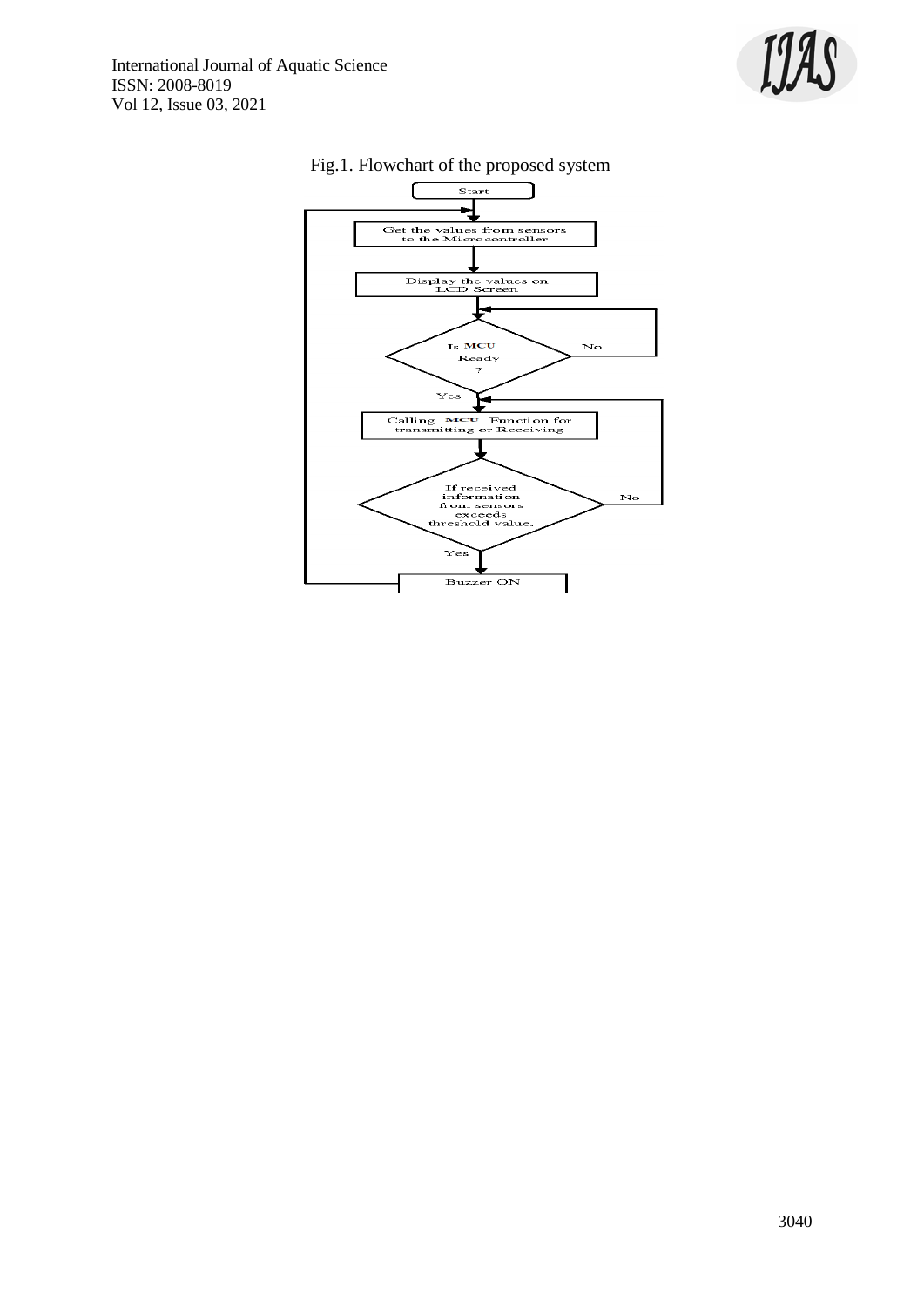Fig.1. Flowchart of the proposed system

Start

Get the values from sensors to the Microcontroller

Display the values on LCD Screen

Is MCU Ready ?

No

Yes

Calling MCU Function for transmitting or Receiving

If received information from sensors exceeds threshold value.

No

Yes

Buzzer ON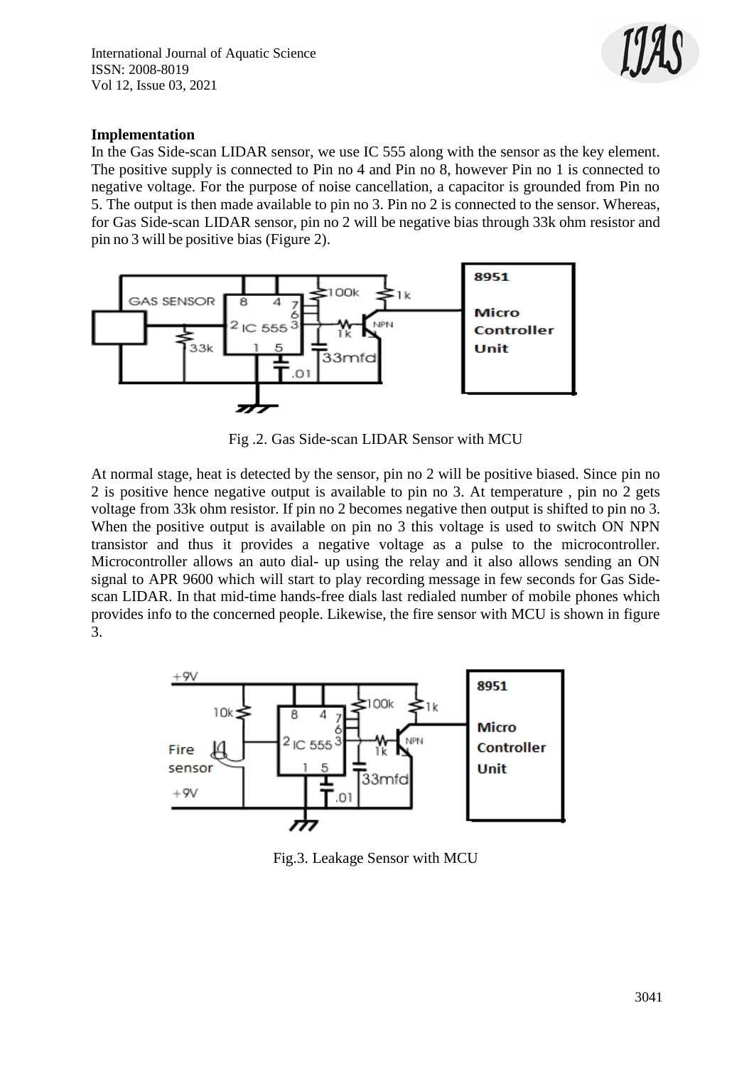## Implementation

In the Gas Side-scan LIDAR sensor, we use IC 555 along with the sensor as the key element. The positive supply is connected to Pin no 4 and Pin no 8, however Pin no 1 is connected to negative voltage. For the purpose of noise cancellation, a capacitor is grounded from Pin no 5. The output is then made available to pin no 3. Pin no 2 is connected to the sensor. Whereas, for Gas Side-scan LIDAR sensor, pin no 2 will be negative bias through 33k ohm resistor and pin no 3 will be positive bias (Figure 2).

GAS SENSOR
8 4 7 6
2 IC 555 3
1 5
33k
100k
1k
1k
NPN
33mfd
.01
8951
Micro
Controller
Unit

Fig .2. Gas Side-scan LIDAR Sensor with MCU

At normal stage, heat is detected by the sensor, pin no 2 will be positive biased. Since pin no 2 is positive hence negative output is available to pin no 3. At temperature , pin no 2 gets voltage from 33k ohm resistor. If pin no 2 becomes negative then output is shifted to pin no 3. When the positive output is available on pin no 3 this voltage is used to switch ON NPN transistor and thus it provides a negative voltage as a pulse to the microcontroller. Microcontroller allows an auto dial- up using the relay and it also allows sending an ON signal to APR 9600 which will start to play recording message in few seconds for Gas Side-scan LIDAR. In that mid-time hands-free dials last redialed number of mobile phones which provides info to the concerned people. Likewise, the fire sensor with MCU is shown in figure 3.

+9V
10k
Fire
sensor
+9V
8 4 7 6
2 IC 555 3
1 5
100k
1k
1k
NPN
33mfd
.01
8951
Micro
Controller
Unit

Fig.3. Leakage Sensor with MCU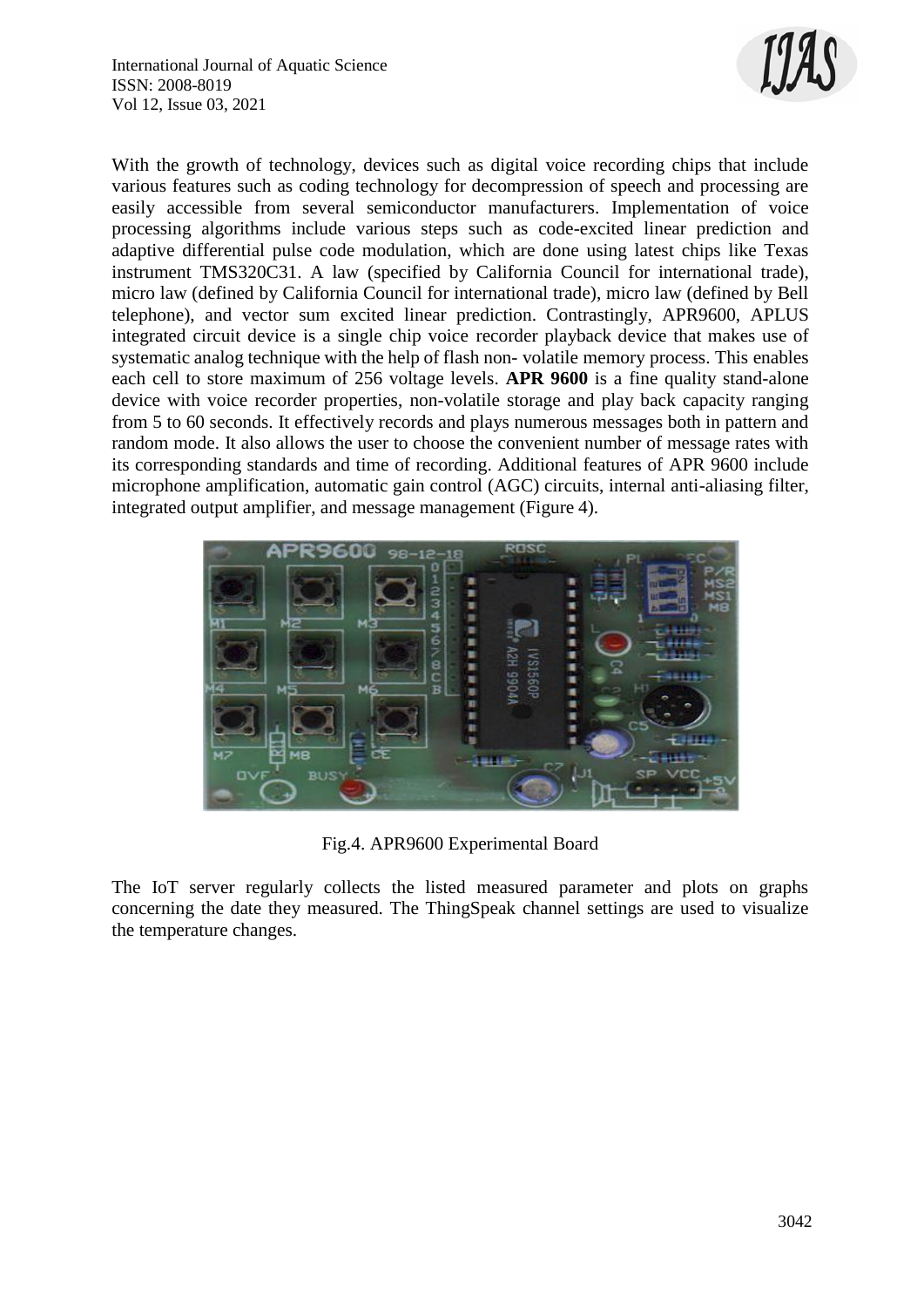With the growth of technology, devices such as digital voice recording chips that include various features such as coding technology for decompression of speech and processing are easily accessible from several semiconductor manufacturers. Implementation of voice processing algorithms include various steps such as code-excited linear prediction and adaptive differential pulse code modulation, which are done using latest chips like Texas instrument TMS320C31. A law (specified by California Council for international trade), micro law (defined by California Council for international trade), micro law (defined by Bell telephone), and vector sum excited linear prediction. Contrastingly, APR9600, APLUS integrated circuit device is a single chip voice recorder playback device that makes use of systematic analog technique with the help of flash non- volatile memory process. This enables each cell to store maximum of 256 voltage levels. **APR 9600** is a fine quality stand-alone device with voice recorder properties, non-volatile storage and play back capacity ranging from 5 to 60 seconds. It effectively records and plays numerous messages both in pattern and random mode. It also allows the user to choose the convenient number of message rates with its corresponding standards and time of recording. Additional features of APR 9600 include microphone amplification, automatic gain control (AGC) circuits, internal anti-aliasing filter, integrated output amplifier, and message management (Figure 4).

Fig.4. APR9600 Experimental Board

The IoT server regularly collects the listed measured parameter and plots on graphs concerning the date they measured. The ThingSpeak channel settings are used to visualize the temperature changes.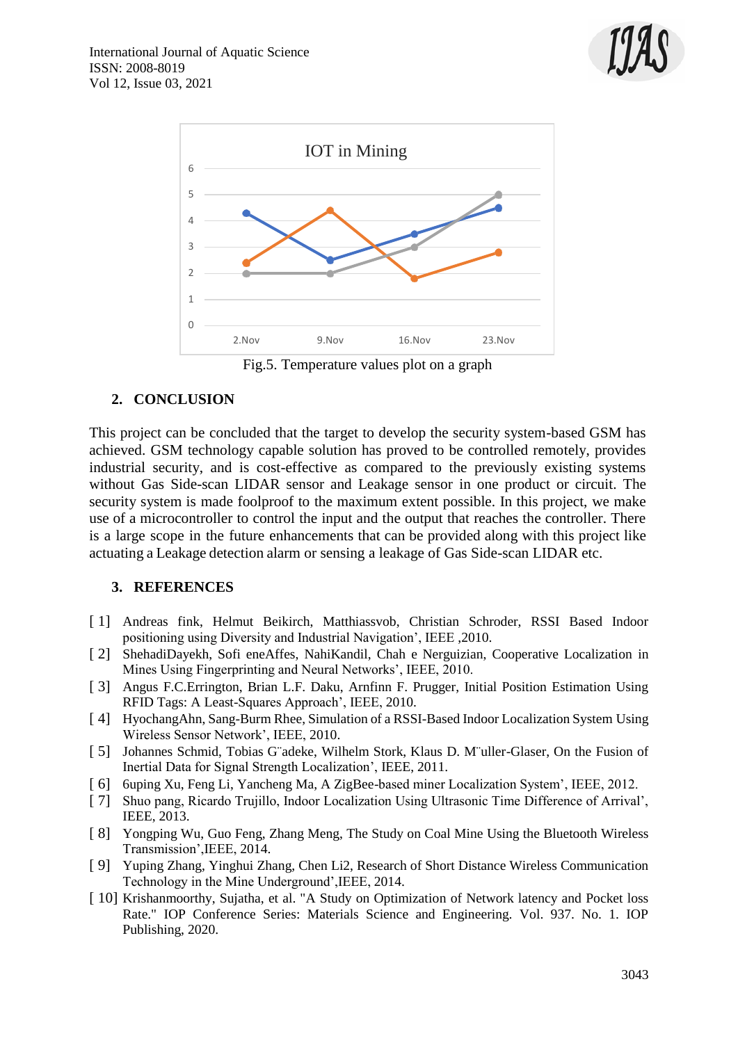IOT in Mining

6
5
4
3
2
1
0

2.Nov 9.Nov 16.Nov 23.Nov

Fig.5. Temperature values plot on a graph

## 2. CONCLUSION

This project can be concluded that the target to develop the security system-based GSM has achieved. GSM technology capable solution has proved to be controlled remotely, provides industrial security, and is cost-effective as compared to the previously existing systems without Gas Side-scan LIDAR sensor and Leakage sensor in one product or circuit. The security system is made foolproof to the maximum extent possible. In this project, we make use of a microcontroller to control the input and the output that reaches the controller. There is a large scope in the future enhancements that can be provided along with this project like actuating a Leakage detection alarm or sensing a leakage of Gas Side-scan LIDAR etc.

## 3. REFERENCES

[ 1] Andreas fink, Helmut Beikirch, Matthiassvob, Christian Schroder, RSSI Based Indoor positioning using Diversity and Industrial Navigation', IEEE ,2010.

[ 2] ShehadiDayekh, Sofi eneAffes, NahiKandil, Chah e Nerguizian, Cooperative Localization in Mines Using Fingerprinting and Neural Networks', IEEE, 2010.

[ 3] Angus F.C.Errington, Brian L.F. Daku, Arnfinn F. Prugger, Initial Position Estimation Using RFID Tags: A Least-Squares Approach', IEEE, 2010.

[ 4] HyochangAhn, Sang-Burm Rhee, Simulation of a RSSI-Based Indoor Localization System Using Wireless Sensor Network', IEEE, 2010.

[ 5] Johannes Schmid, Tobias G¨adeke, Wilhelm Stork, Klaus D. M¨uller-Glaser, On the Fusion of Inertial Data for Signal Strength Localization', IEEE, 2011.

[ 6] 6uping Xu, Feng Li, Yancheng Ma, A ZigBee-based miner Localization System', IEEE, 2012.

[ 7] Shuo pang, Ricardo Trujillo, Indoor Localization Using Ultrasonic Time Difference of Arrival', IEEE, 2013.

[ 8] Yongping Wu, Guo Feng, Zhang Meng, The Study on Coal Mine Using the Bluetooth Wireless Transmission',IEEE, 2014.

[ 9] Yuping Zhang, Yinghui Zhang, Chen Li2, Research of Short Distance Wireless Communication Technology in the Mine Underground',IEEE, 2014.

[ 10] Krishanmoorthy, Sujatha, et al. "A Study on Optimization of Network latency and Pocket loss Rate." IOP Conference Series: Materials Science and Engineering. Vol. 937. No. 1. IOP Publishing, 2020.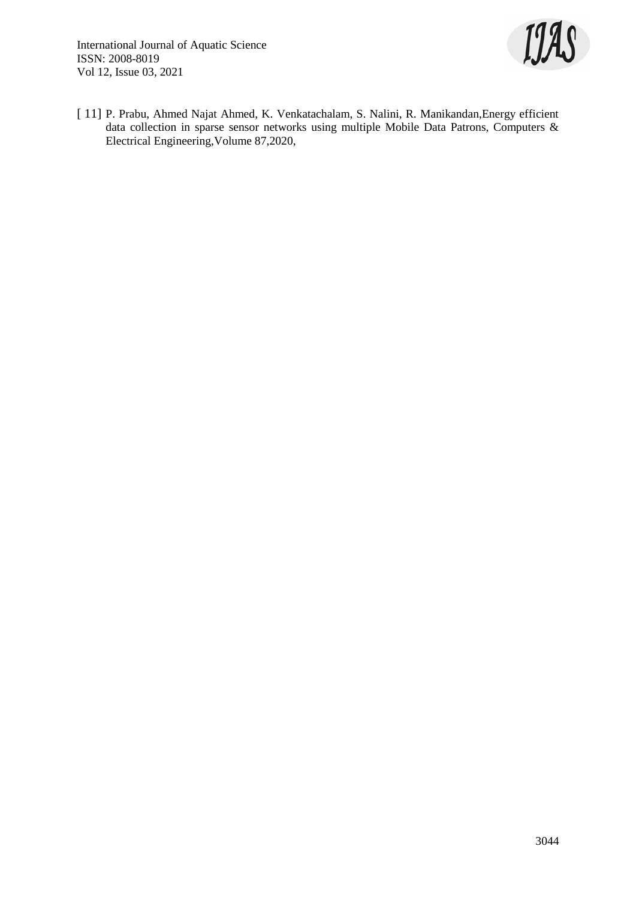[ 11] P. Prabu, Ahmed Najat Ahmed, K. Venkatachalam, S. Nalini, R. Manikandan,Energy efficient data collection in sparse sensor networks using multiple Mobile Data Patrons, Computers & Electrical Engineering,Volume 87,2020,